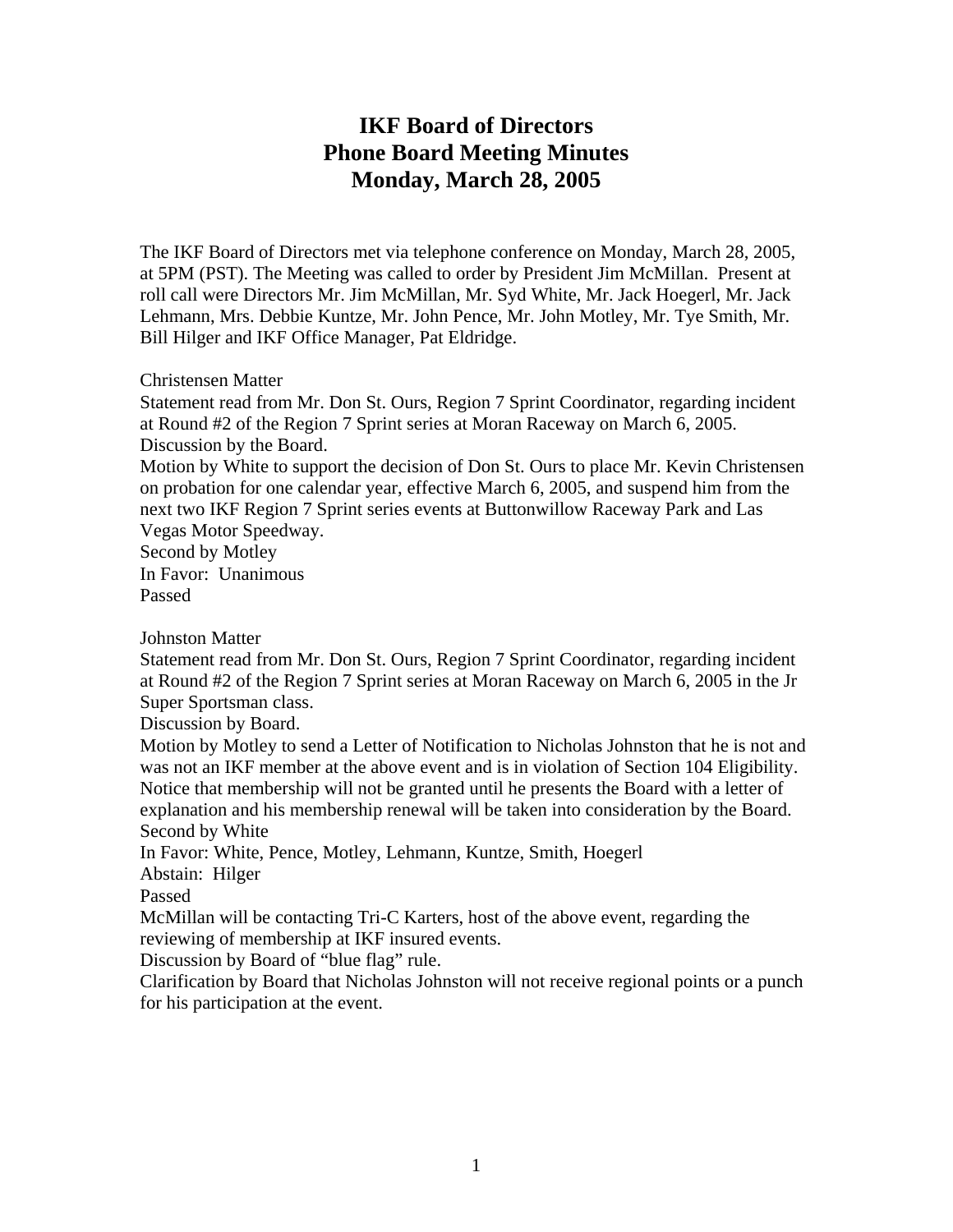# IKF Board of Directors
# Phone Board Meeting Minutes
# Monday, March 28, 2005

The IKF Board of Directors met via telephone conference on Monday, March 28, 2005, at 5PM (PST). The Meeting was called to order by President Jim McMillan. Present at roll call were Directors Mr. Jim McMillan, Mr. Syd White, Mr. Jack Hoegerl, Mr. Jack Lehmann, Mrs. Debbie Kuntze, Mr. John Pence, Mr. John Motley, Mr. Tye Smith, Mr. Bill Hilger and IKF Office Manager, Pat Eldridge.

Christensen Matter

Statement read from Mr. Don St. Ours, Region 7 Sprint Coordinator, regarding incident at Round #2 of the Region 7 Sprint series at Moran Raceway on March 6, 2005.

Discussion by the Board.

Motion by White to support the decision of Don St. Ours to place Mr. Kevin Christensen on probation for one calendar year, effective March 6, 2005, and suspend him from the next two IKF Region 7 Sprint series events at Buttonwillow Raceway Park and Las Vegas Motor Speedway.

Second by Motley

In Favor: Unanimous

Passed

Johnston Matter

Statement read from Mr. Don St. Ours, Region 7 Sprint Coordinator, regarding incident at Round #2 of the Region 7 Sprint series at Moran Raceway on March 6, 2005 in the Jr Super Sportsman class.

Discussion by Board.

Motion by Motley to send a Letter of Notification to Nicholas Johnston that he is not and was not an IKF member at the above event and is in violation of Section 104 Eligibility. Notice that membership will not be granted until he presents the Board with a letter of explanation and his membership renewal will be taken into consideration by the Board.

Second by White

In Favor: White, Pence, Motley, Lehmann, Kuntze, Smith, Hoegerl

Abstain: Hilger

Passed

McMillan will be contacting Tri-C Karters, host of the above event, regarding the reviewing of membership at IKF insured events.

Discussion by Board of "blue flag" rule.

Clarification by Board that Nicholas Johnston will not receive regional points or a punch for his participation at the event.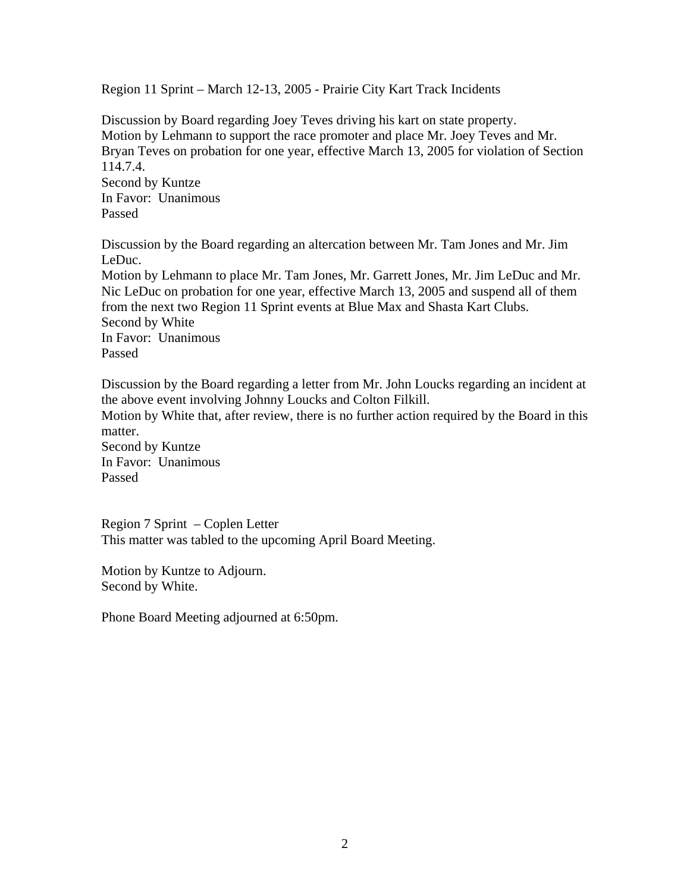Region 11 Sprint – March 12-13, 2005 - Prairie City Kart Track Incidents

Discussion by Board regarding Joey Teves driving his kart on state property.
Motion by Lehmann to support the race promoter and place Mr. Joey Teves and Mr. Bryan Teves on probation for one year, effective March 13, 2005 for violation of Section 114.7.4.
Second by Kuntze
In Favor: Unanimous
Passed

Discussion by the Board regarding an altercation between Mr. Tam Jones and Mr. Jim LeDuc.
Motion by Lehmann to place Mr. Tam Jones, Mr. Garrett Jones, Mr. Jim LeDuc and Mr. Nic LeDuc on probation for one year, effective March 13, 2005 and suspend all of them from the next two Region 11 Sprint events at Blue Max and Shasta Kart Clubs.
Second by White
In Favor: Unanimous
Passed

Discussion by the Board regarding a letter from Mr. John Loucks regarding an incident at the above event involving Johnny Loucks and Colton Filkill.
Motion by White that, after review, there is no further action required by the Board in this matter.
Second by Kuntze
In Favor: Unanimous
Passed

Region 7 Sprint – Coplen Letter
This matter was tabled to the upcoming April Board Meeting.

Motion by Kuntze to Adjourn.
Second by White.

Phone Board Meeting adjourned at 6:50pm.